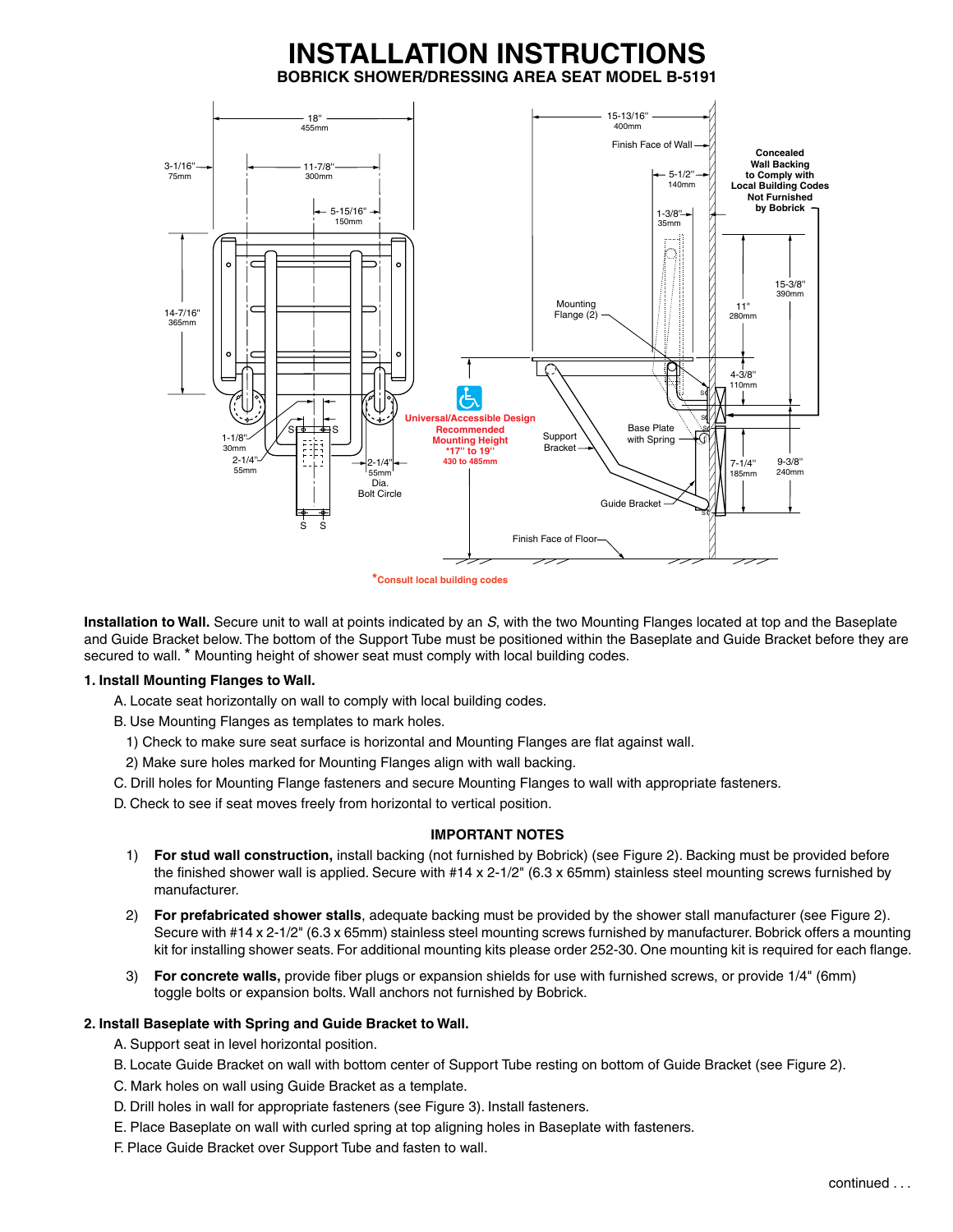# INSTALLATION INSTRUCTIONS

## BOBRICK SHOWER/DRESSING AREA SEAT MODEL B-5191

**Installation to Wall.** Secure unit to wall at points indicated by an *S*, with the two Mounting Flanges located at top and the Baseplate and Guide Bracket below. The bottom of the Support Tube must be positioned within the Baseplate and Guide Bracket before they are secured to wall. * Mounting height of shower seat must comply with local building codes.

**1. Install Mounting Flanges to Wall.**

A. Locate seat horizontally on wall to comply with local building codes.

B. Use Mounting Flanges as templates to mark holes.

1) Check to make sure seat surface is horizontal and Mounting Flanges are flat against wall.

2) Make sure holes marked for Mounting Flanges align with wall backing.

C. Drill holes for Mounting Flange fasteners and secure Mounting Flanges to wall with appropriate fasteners.

D. Check to see if seat moves freely from horizontal to vertical position.

**IMPORTANT NOTES**

1) **For stud wall construction,** install backing (not furnished by Bobrick) (see Figure 2). Backing must be provided before the finished shower wall is applied. Secure with #14 x 2-1/2" (6.3 x 65mm) stainless steel mounting screws furnished by manufacturer.

2) **For prefabricated shower stalls**, adequate backing must be provided by the shower stall manufacturer (see Figure 2). Secure with #14 x 2-1/2" (6.3 x 65mm) stainless steel mounting screws furnished by manufacturer. Bobrick offers a mounting kit for installing shower seats. For additional mounting kits please order 252-30. One mounting kit is required for each flange.

3) **For concrete walls,** provide fiber plugs or expansion shields for use with furnished screws, or provide 1/4" (6mm) toggle bolts or expansion bolts. Wall anchors not furnished by Bobrick.

**2. Install Baseplate with Spring and Guide Bracket to Wall.**

A. Support seat in level horizontal position.

B. Locate Guide Bracket on wall with bottom center of Support Tube resting on bottom of Guide Bracket (see Figure 2).

C. Mark holes on wall using Guide Bracket as a template.

D. Drill holes in wall for appropriate fasteners (see Figure 3). Install fasteners.

E. Place Baseplate on wall with curled spring at top aligning holes in Baseplate with fasteners.

F. Place Guide Bracket over Support Tube and fasten to wall.

continued . . .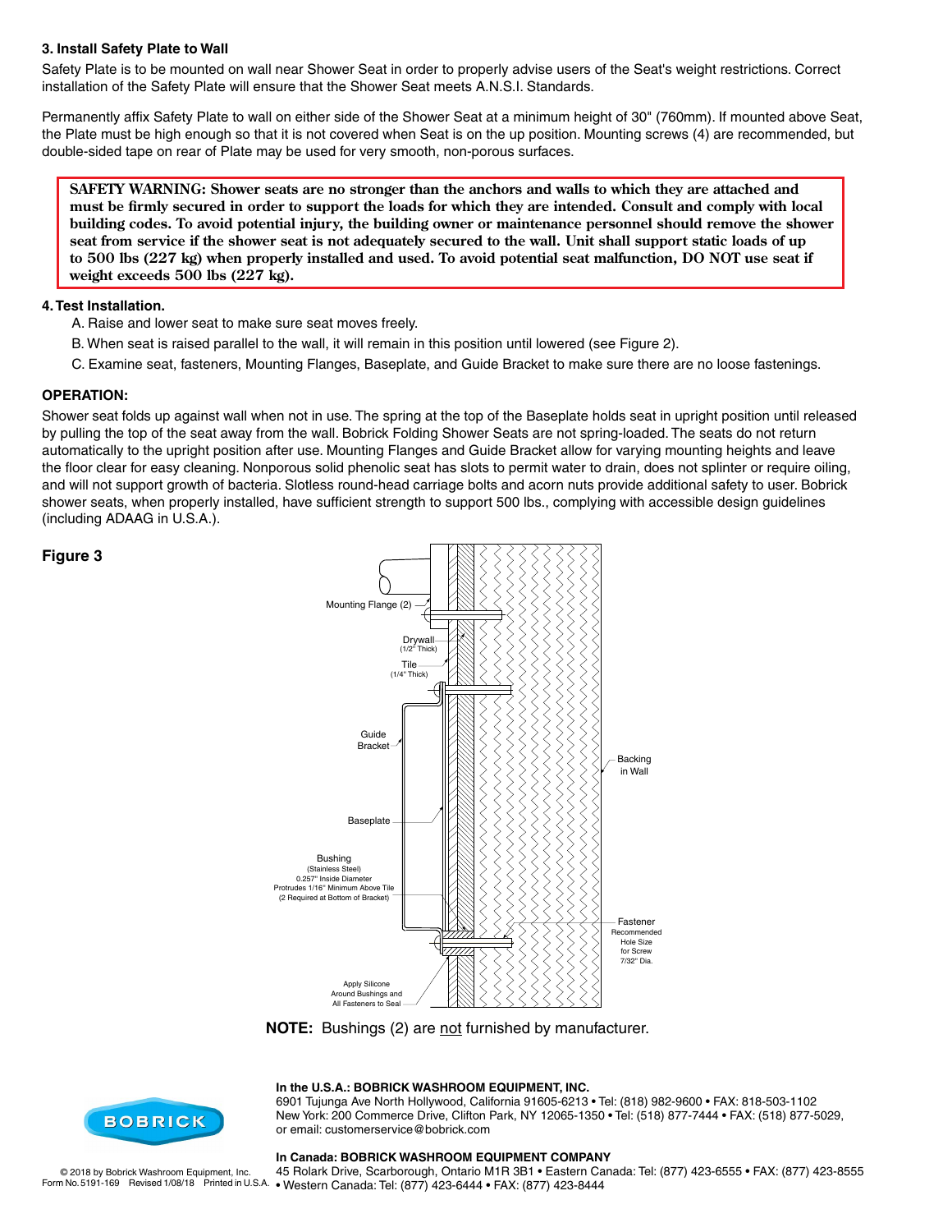### 3. Install Safety Plate to Wall

Safety Plate is to be mounted on wall near Shower Seat in order to properly advise users of the Seat's weight restrictions. Correct installation of the Safety Plate will ensure that the Shower Seat meets A.N.S.I. Standards.

Permanently affix Safety Plate to wall on either side of the Shower Seat at a minimum height of 30" (760mm). If mounted above Seat, the Plate must be high enough so that it is not covered when Seat is on the up position. Mounting screws (4) are recommended, but double-sided tape on rear of Plate may be used for very smooth, non-porous surfaces.

**SAFETY WARNING: Shower seats are no stronger than the anchors and walls to which they are attached and must be firmly secured in order to support the loads for which they are intended. Consult and comply with local building codes. To avoid potential injury, the building owner or maintenance personnel should remove the shower seat from service if the shower seat is not adequately secured to the wall. Unit shall support static loads of up to 500 lbs (227 kg) when properly installed and used. To avoid potential seat malfunction, DO NOT use seat if weight exceeds 500 lbs (227 kg).**

### 4. Test Installation.

A. Raise and lower seat to make sure seat moves freely.

B. When seat is raised parallel to the wall, it will remain in this position until lowered (see Figure 2).

C. Examine seat, fasteners, Mounting Flanges, Baseplate, and Guide Bracket to make sure there are no loose fastenings.

### OPERATION:

Shower seat folds up against wall when not in use. The spring at the top of the Baseplate holds seat in upright position until released by pulling the top of the seat away from the wall. Bobrick Folding Shower Seats are not spring-loaded. The seats do not return automatically to the upright position after use. Mounting Flanges and Guide Bracket allow for varying mounting heights and leave the floor clear for easy cleaning. Nonporous solid phenolic seat has slots to permit water to drain, does not splinter or require oiling, and will not support growth of bacteria. Slotless round-head carriage bolts and acorn nuts provide additional safety to user. Bobrick shower seats, when properly installed, have sufficient strength to support 500 lbs., complying with accessible design guidelines (including ADAAG in U.S.A.).

### Figure 3

Mounting Flange (2)

Drywall (1/2" Thick)

Tile (1/4" Thick)

Guide Bracket

Backing in Wall

Baseplate

Bushing (Stainless Steel) 0.257" Inside Diameter Protrudes 1/16" Minimum Above Tile (2 Required at Bottom of Bracket)

Fastener Recommended Hole Size for Screw 7/32" Dia.

Apply Silicone Around Bushings and All Fasteners to Seal

**NOTE:** Bushings (2) are not furnished by manufacturer.

BOBRICK

**In the U.S.A.: BOBRICK WASHROOM EQUIPMENT, INC.**
6901 Tujunga Ave North Hollywood, California 91605-6213 • Tel: (818) 982-9600 • FAX: 818-503-1102
New York: 200 Commerce Drive, Clifton Park, NY 12065-1350 • Tel: (518) 877-7444 • FAX: (518) 877-5029, or email: customerservice@bobrick.com

**In Canada: BOBRICK WASHROOM EQUIPMENT COMPANY**
45 Rolark Drive, Scarborough, Ontario M1R 3B1 • Eastern Canada: Tel: (877) 423-6555 • FAX: (877) 423-8555 • Western Canada: Tel: (877) 423-6444 • FAX: (877) 423-8444

© 2018 by Bobrick Washroom Equipment, Inc.
Form No. 5191-169 Revised 1/08/18 Printed in U.S.A.